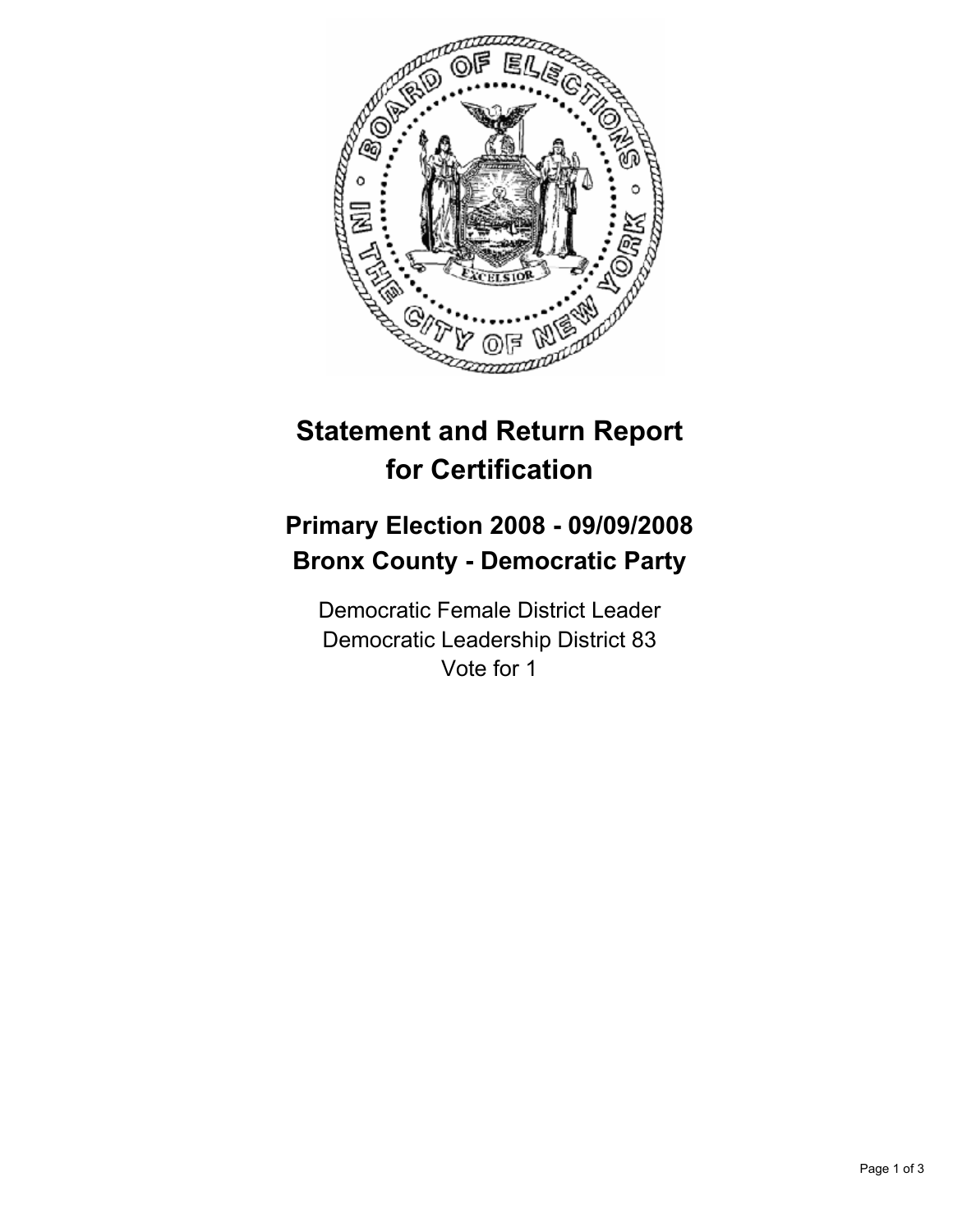# Statement and Return Report for Certification

## Primary Election 2008 - 09/09/2008
## Bronx County - Democratic Party

Democratic Female District Leader
Democratic Leadership District 83
Vote for 1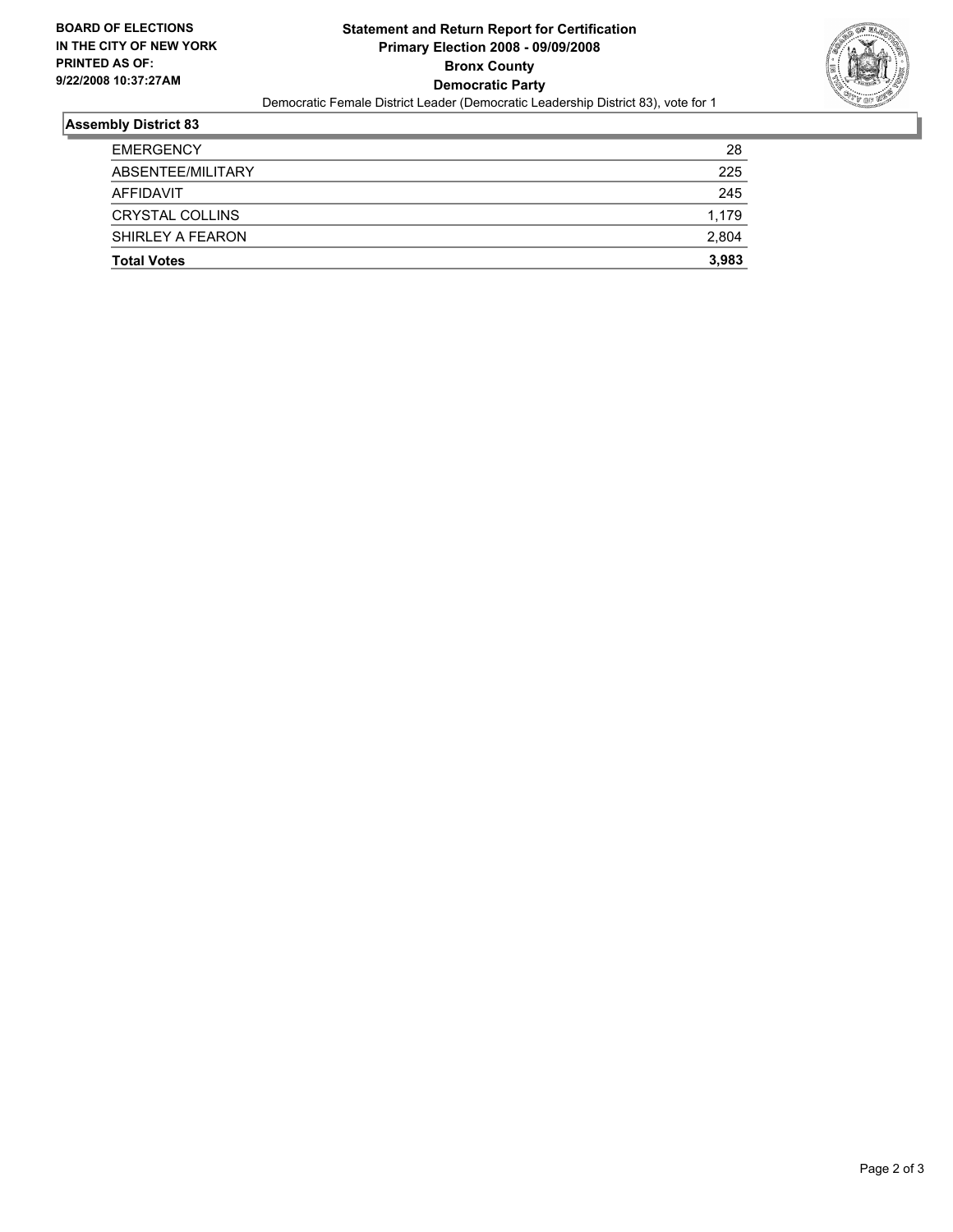**BOARD OF ELECTIONS IN THE CITY OF NEW YORK PRINTED AS OF: 9/22/2008 10:37:27AM**

**Statement and Return Report for Certification**
**Primary Election 2008 - 09/09/2008**
**Bronx County**
**Democratic Party**

Democratic Female District Leader (Democratic Leadership District 83), vote for 1

## Assembly District 83

| | |
|---|---|
| EMERGENCY | 28 |
| ABSENTEE/MILITARY | 225 |
| AFFIDAVIT | 245 |
| CRYSTAL COLLINS | 1,179 |
| SHIRLEY A FEARON | 2,804 |
| **Total Votes** | **3,983** |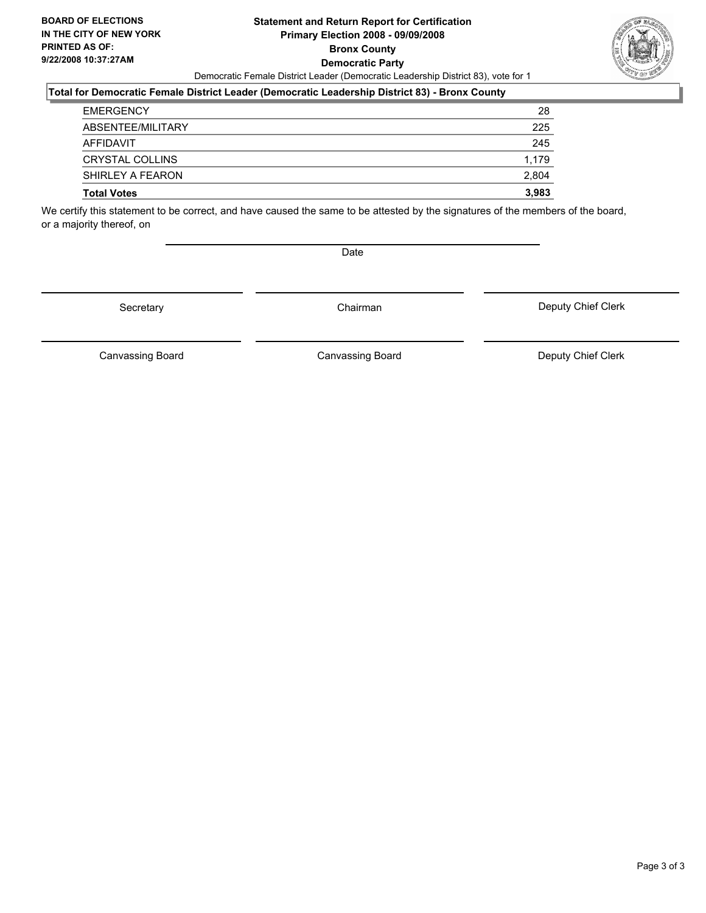**BOARD OF ELECTIONS IN THE CITY OF NEW YORK PRINTED AS OF: 9/22/2008 10:37:27AM**

**Statement and Return Report for Certification Primary Election 2008 - 09/09/2008 Bronx County Democratic Party**

Democratic Female District Leader (Democratic Leadership District 83), vote for 1

**Total for Democratic Female District Leader (Democratic Leadership District 83) - Bronx County**

| | |
|---|---|
| EMERGENCY | 28 |
| ABSENTEE/MILITARY | 225 |
| AFFIDAVIT | 245 |
| CRYSTAL COLLINS | 1,179 |
| SHIRLEY A FEARON | 2,804 |
| **Total Votes** | **3,983** |

We certify this statement to be correct, and have caused the same to be attested by the signatures of the members of the board, or a majority thereof, on

Date

Secretary | Chairman | Deputy Chief Clerk

Canvassing Board | Canvassing Board | Deputy Chief Clerk